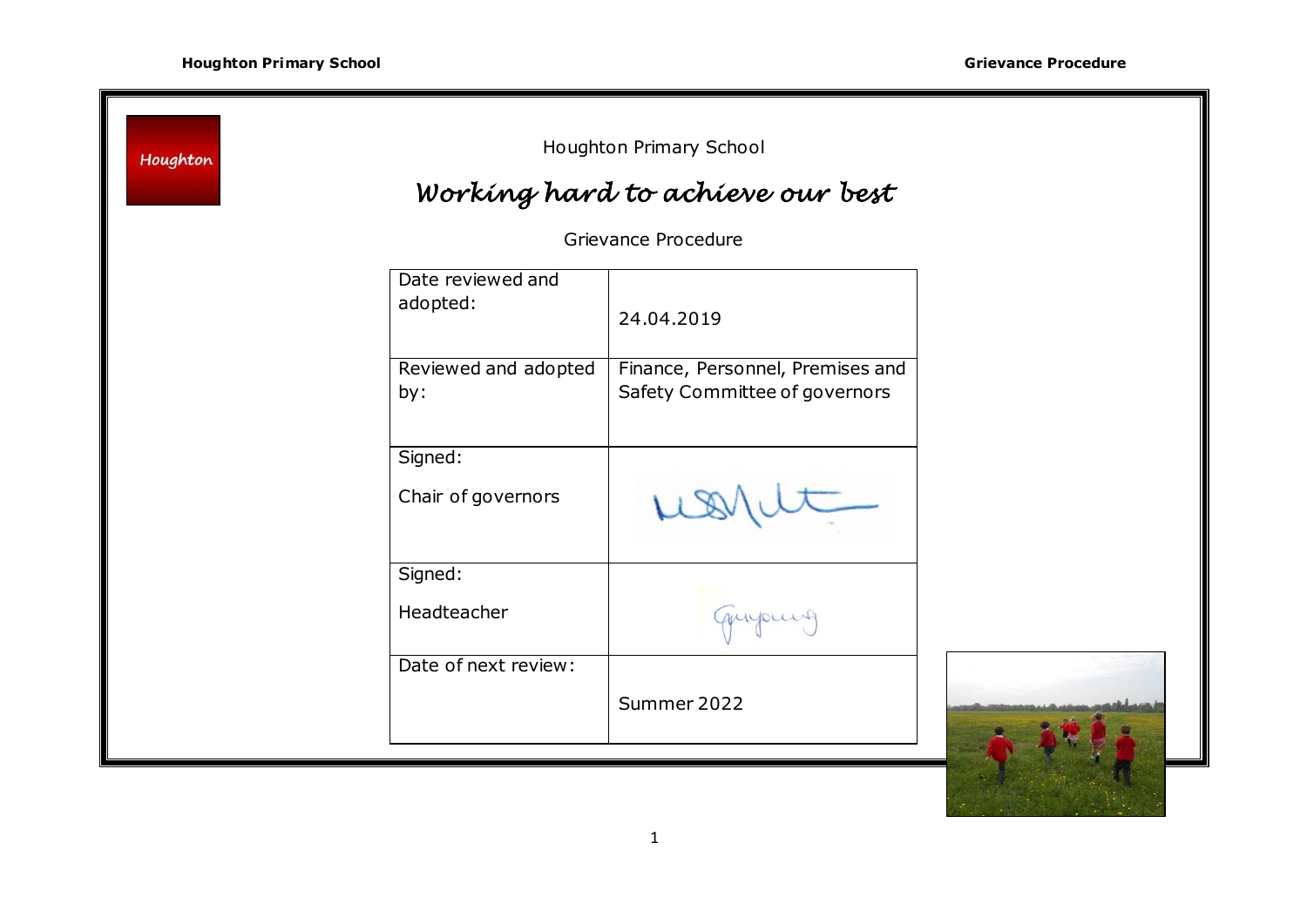Houghton Primary School

# *Working hard to achieve our best*

Grievance Procedure

| | |
|---|---|
| Date reviewed and adopted: | 24.04.2019 |
| Reviewed and adopted by: | Finance, Personnel, Premises and Safety Committee of governors |
| Signed: Chair of governors | |
| Signed: Headteacher | |
| Date of next review: | Summer 2022 |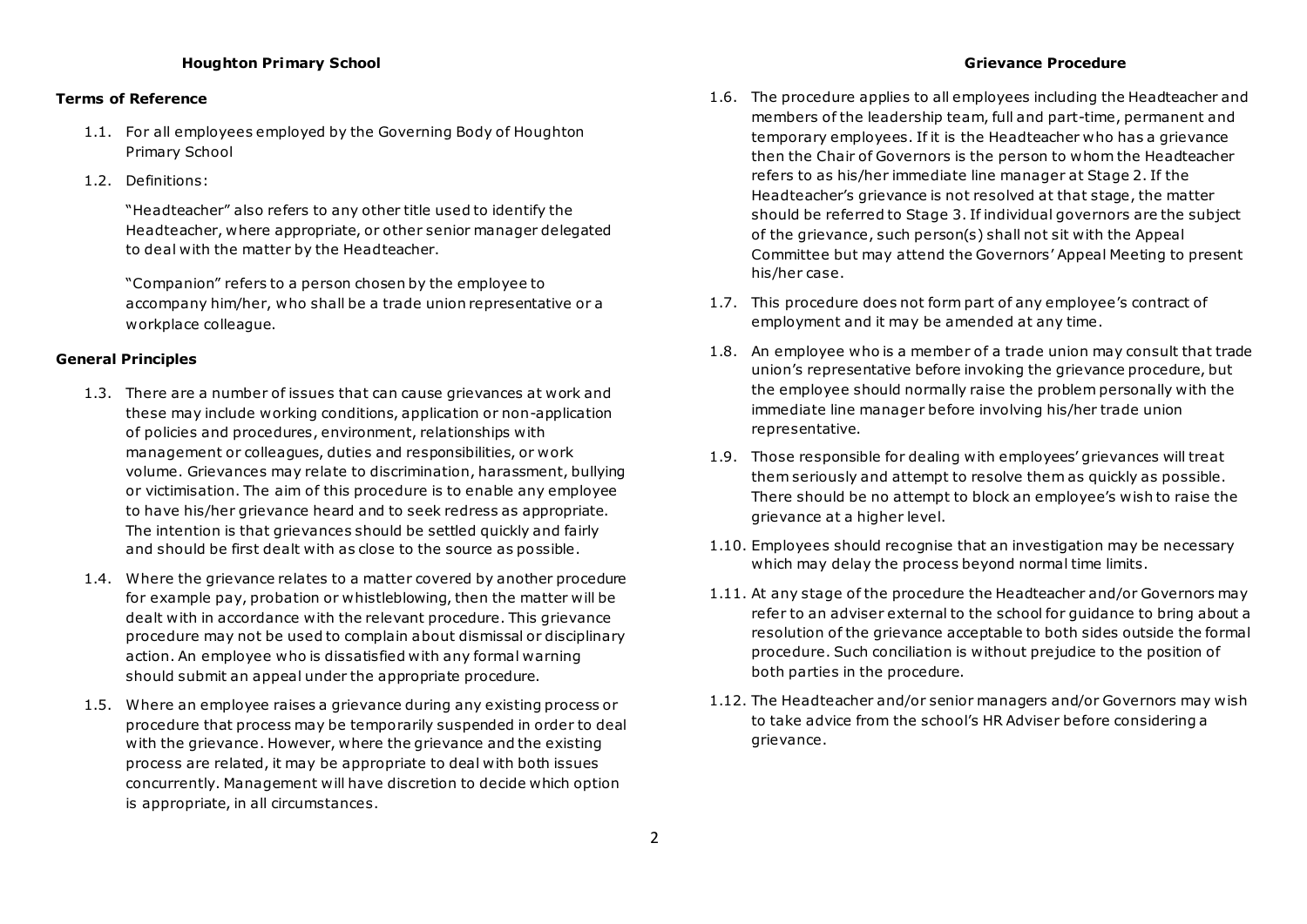### Terms of Reference

1.1. For all employees employed by the Governing Body of Houghton Primary School

1.2. Definitions:

"Headteacher" also refers to any other title used to identify the Headteacher, where appropriate, or other senior manager delegated to deal with the matter by the Headteacher.

"Companion" refers to a person chosen by the employee to accompany him/her, who shall be a trade union representative or a workplace colleague.

### General Principles

1.3. There are a number of issues that can cause grievances at work and these may include working conditions, application or non-application of policies and procedures, environment, relationships with management or colleagues, duties and responsibilities, or work volume. Grievances may relate to discrimination, harassment, bullying or victimisation. The aim of this procedure is to enable any employee to have his/her grievance heard and to seek redress as appropriate. The intention is that grievances should be settled quickly and fairly and should be first dealt with as close to the source as possible.

1.4. Where the grievance relates to a matter covered by another procedure for example pay, probation or whistleblowing, then the matter will be dealt with in accordance with the relevant procedure. This grievance procedure may not be used to complain about dismissal or disciplinary action. An employee who is dissatisfied with any formal warning should submit an appeal under the appropriate procedure.

1.5. Where an employee raises a grievance during any existing process or procedure that process may be temporarily suspended in order to deal with the grievance. However, where the grievance and the existing process are related, it may be appropriate to deal with both issues concurrently. Management will have discretion to decide which option is appropriate, in all circumstances.

1.6. The procedure applies to all employees including the Headteacher and members of the leadership team, full and part-time, permanent and temporary employees. If it is the Headteacher who has a grievance then the Chair of Governors is the person to whom the Headteacher refers to as his/her immediate line manager at Stage 2. If the Headteacher's grievance is not resolved at that stage, the matter should be referred to Stage 3. If individual governors are the subject of the grievance, such person(s) shall not sit with the Appeal Committee but may attend the Governors' Appeal Meeting to present his/her case.

1.7. This procedure does not form part of any employee's contract of employment and it may be amended at any time.

1.8. An employee who is a member of a trade union may consult that trade union's representative before invoking the grievance procedure, but the employee should normally raise the problem personally with the immediate line manager before involving his/her trade union representative.

1.9. Those responsible for dealing with employees' grievances will treat them seriously and attempt to resolve them as quickly as possible. There should be no attempt to block an employee's wish to raise the grievance at a higher level.

1.10. Employees should recognise that an investigation may be necessary which may delay the process beyond normal time limits.

1.11. At any stage of the procedure the Headteacher and/or Governors may refer to an adviser external to the school for guidance to bring about a resolution of the grievance acceptable to both sides outside the formal procedure. Such conciliation is without prejudice to the position of both parties in the procedure.

1.12. The Headteacher and/or senior managers and/or Governors may wish to take advice from the school's HR Adviser before considering a grievance.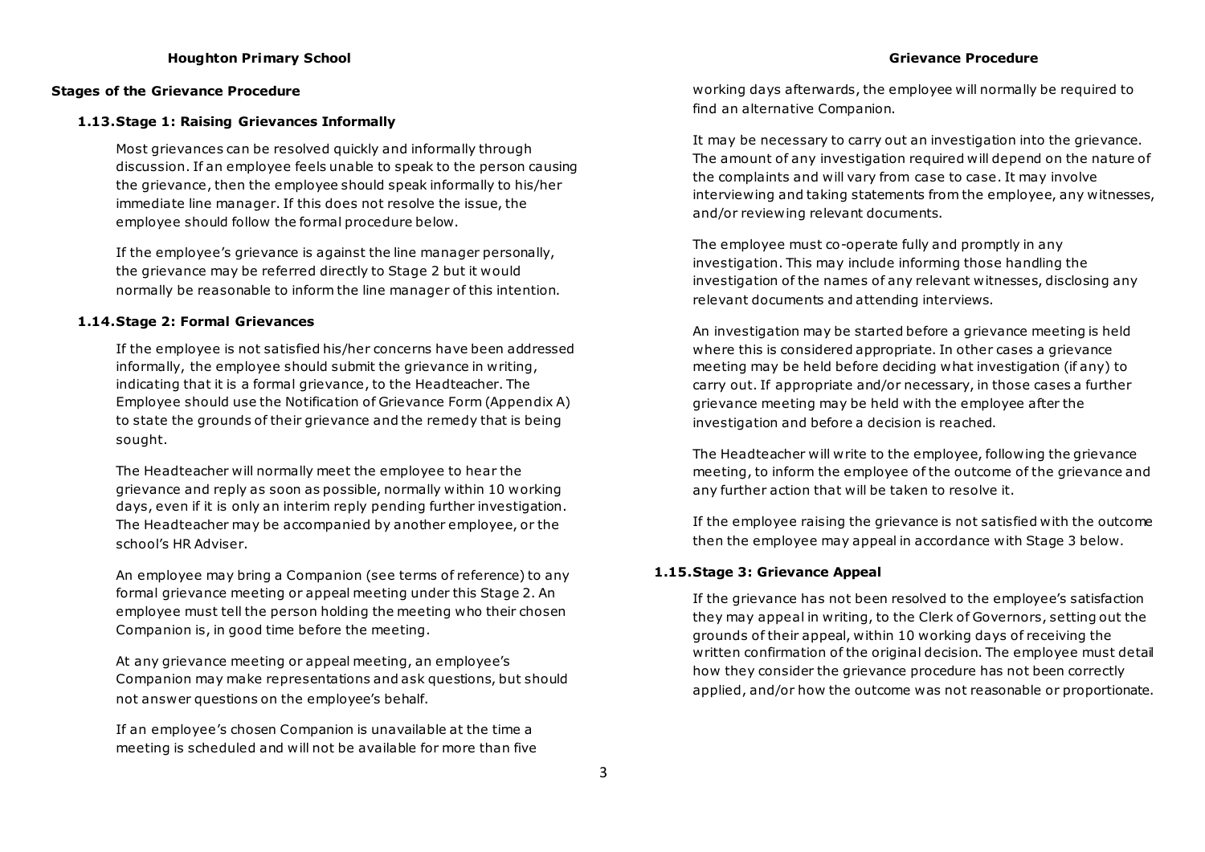## Stages of the Grievance Procedure

### 1.13. Stage 1: Raising Grievances Informally

Most grievances can be resolved quickly and informally through discussion. If an employee feels unable to speak to the person causing the grievance, then the employee should speak informally to his/her immediate line manager. If this does not resolve the issue, the employee should follow the formal procedure below.

If the employee's grievance is against the line manager personally, the grievance may be referred directly to Stage 2 but it would normally be reasonable to inform the line manager of this intention.

### 1.14. Stage 2: Formal Grievances

If the employee is not satisfied his/her concerns have been addressed informally, the employee should submit the grievance in writing, indicating that it is a formal grievance, to the Headteacher. The Employee should use the Notification of Grievance Form (Appendix A) to state the grounds of their grievance and the remedy that is being sought.

The Headteacher will normally meet the employee to hear the grievance and reply as soon as possible, normally within 10 working days, even if it is only an interim reply pending further investigation. The Headteacher may be accompanied by another employee, or the school's HR Adviser.

An employee may bring a Companion (see terms of reference) to any formal grievance meeting or appeal meeting under this Stage 2. An employee must tell the person holding the meeting who their chosen Companion is, in good time before the meeting.

At any grievance meeting or appeal meeting, an employee's Companion may make representations and ask questions, but should not answer questions on the employee's behalf.

If an employee's chosen Companion is unavailable at the time a meeting is scheduled and will not be available for more than five working days afterwards, the employee will normally be required to find an alternative Companion.

It may be necessary to carry out an investigation into the grievance. The amount of any investigation required will depend on the nature of the complaints and will vary from case to case. It may involve interviewing and taking statements from the employee, any witnesses, and/or reviewing relevant documents.

The employee must co-operate fully and promptly in any investigation. This may include informing those handling the investigation of the names of any relevant witnesses, disclosing any relevant documents and attending interviews.

An investigation may be started before a grievance meeting is held where this is considered appropriate. In other cases a grievance meeting may be held before deciding what investigation (if any) to carry out. If appropriate and/or necessary, in those cases a further grievance meeting may be held with the employee after the investigation and before a decision is reached.

The Headteacher will write to the employee, following the grievance meeting, to inform the employee of the outcome of the grievance and any further action that will be taken to resolve it.

If the employee raising the grievance is not satisfied with the outcome then the employee may appeal in accordance with Stage 3 below.

### 1.15. Stage 3: Grievance Appeal

If the grievance has not been resolved to the employee's satisfaction they may appeal in writing, to the Clerk of Governors, setting out the grounds of their appeal, within 10 working days of receiving the written confirmation of the original decision. The employee must detail how they consider the grievance procedure has not been correctly applied, and/or how the outcome was not reasonable or proportionate.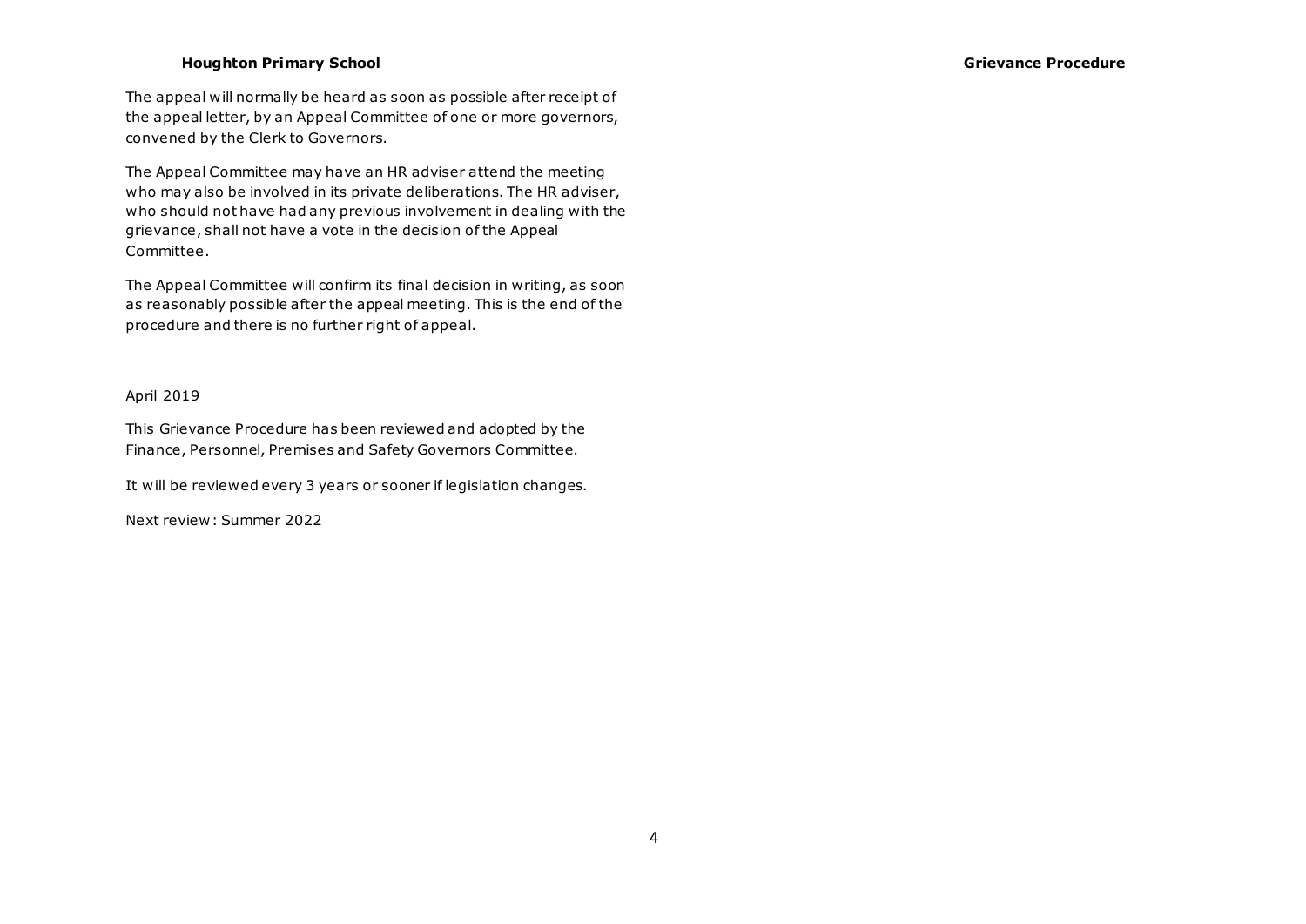The appeal will normally be heard as soon as possible after receipt of the appeal letter, by an Appeal Committee of one or more governors, convened by the Clerk to Governors.

The Appeal Committee may have an HR adviser attend the meeting who may also be involved in its private deliberations. The HR adviser, who should not have had any previous involvement in dealing with the grievance, shall not have a vote in the decision of the Appeal Committee.

The Appeal Committee will confirm its final decision in writing, as soon as reasonably possible after the appeal meeting. This is the end of the procedure and there is no further right of appeal.

April 2019

This Grievance Procedure has been reviewed and adopted by the Finance, Personnel, Premises and Safety Governors Committee.

It will be reviewed every 3 years or sooner if legislation changes.

Next review: Summer 2022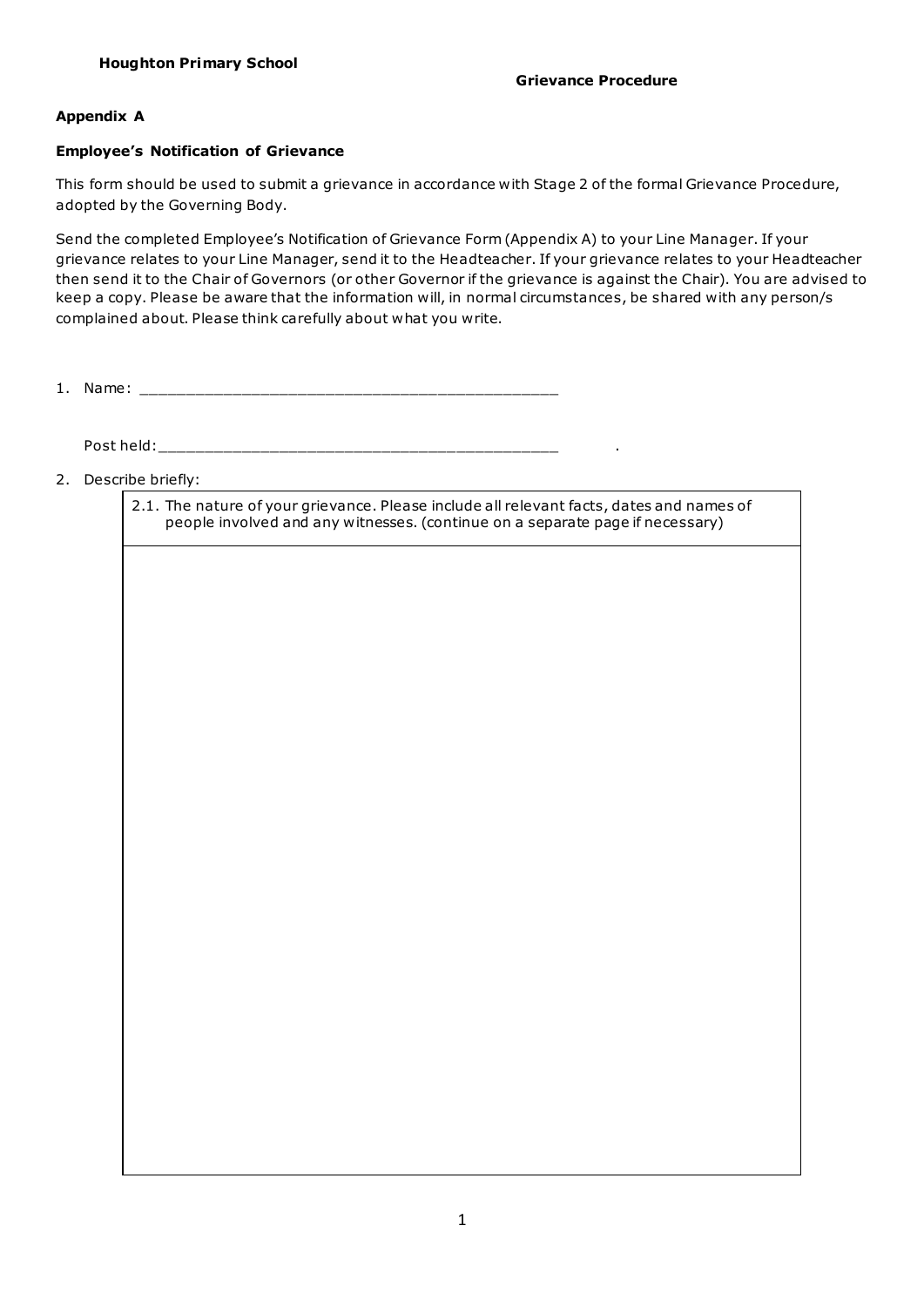**Houghton Primary School**

**Grievance Procedure**

**Appendix A**

**Employee's Notification of Grievance**

This form should be used to submit a grievance in accordance with Stage 2 of the formal Grievance Procedure, adopted by the Governing Body.

Send the completed Employee's Notification of Grievance Form (Appendix A) to your Line Manager. If your grievance relates to your Line Manager, send it to the Headteacher. If your grievance relates to your Headteacher then send it to the Chair of Governors (or other Governor if the grievance is against the Chair). You are advised to keep a copy. Please be aware that the information will, in normal circumstances, be shared with any person/s complained about. Please think carefully about what you write.

1. Name: _______________________________________________

   Post held: _______________________________________________ .

2. Describe briefly:

| 2.1. The nature of your grievance. Please include all relevant facts, dates and names of people involved and any witnesses. (continue on a separate page if necessary) |
|---|
| |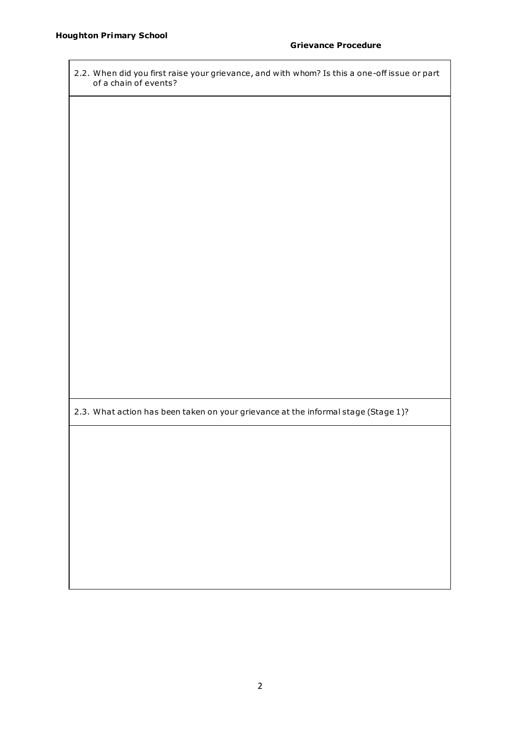| 2.2. When did you first raise your grievance, and with whom? Is this a one-off issue or part of a chain of events? |
| --- |
| |
| 2.3. What action has been taken on your grievance at the informal stage (Stage 1)? |
| |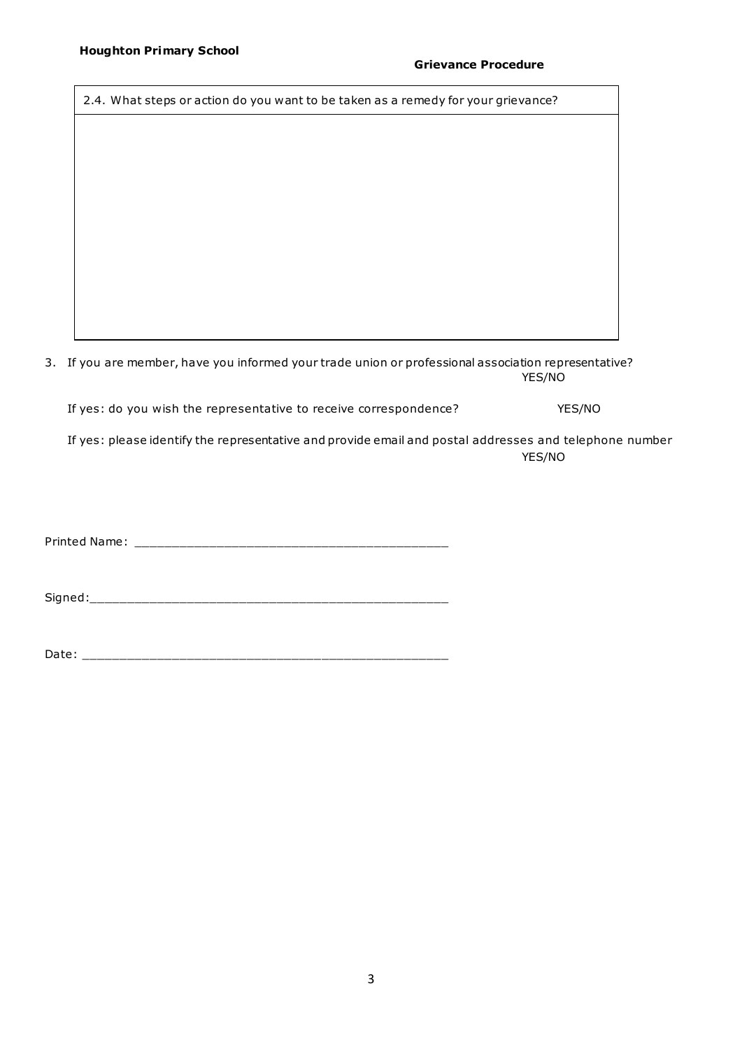| 2.4. What steps or action do you want to be taken as a remedy for your grievance? |
| --- |
| |

3. If you are member, have you informed your trade union or professional association representative? YES/NO

   If yes: do you wish the representative to receive correspondence? YES/NO

   If yes: please identify the representative and provide email and postal addresses and telephone number YES/NO

Printed Name: ____________________________________________

Signed:__________________________________________________

Date: ___________________________________________________